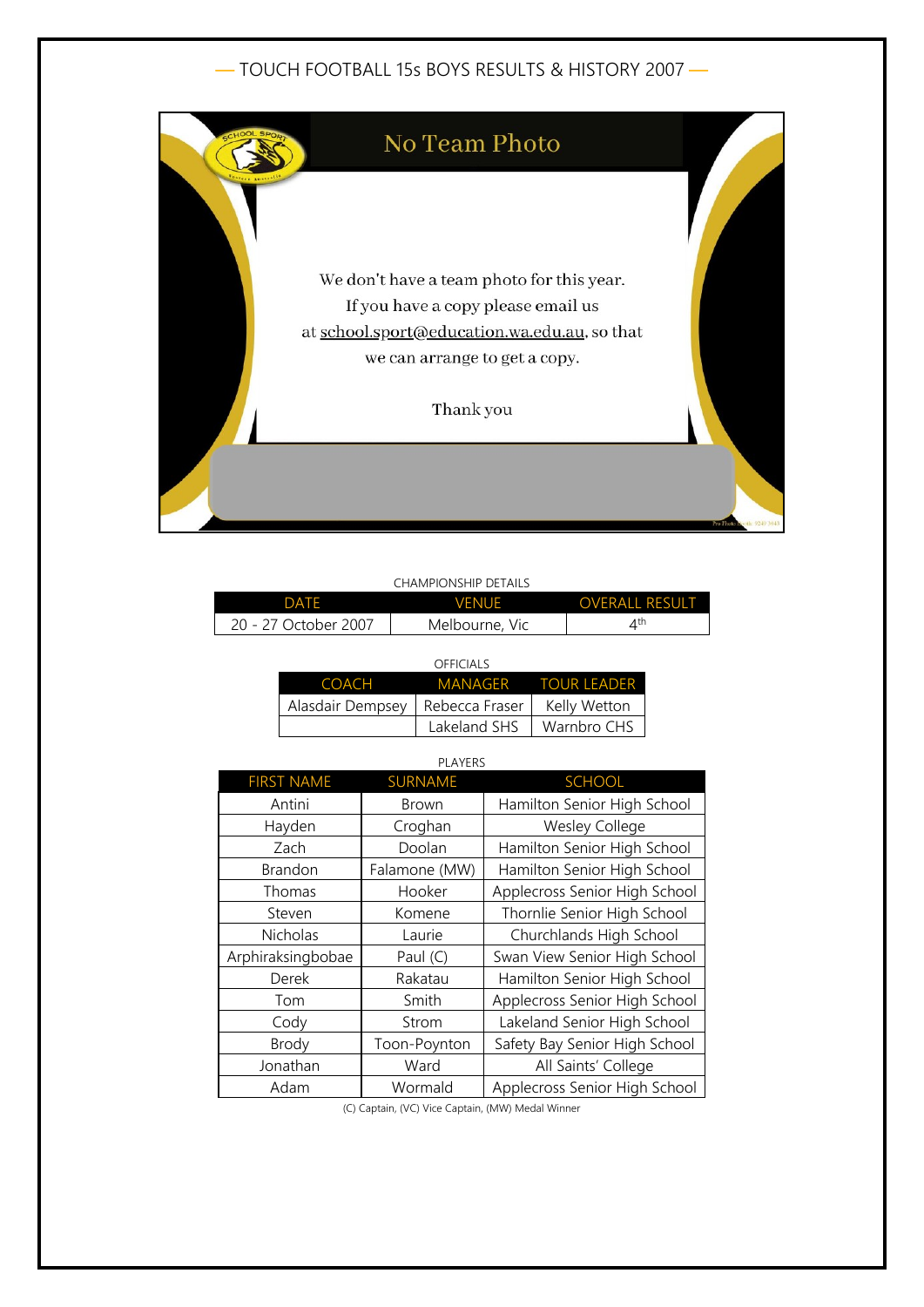# — TOUCH FOOTBALL 15s BOYS RESULTS & HISTORY 2007 —

## No Team Photo

We don't have a team photo for this year.
If you have a copy please email us
at school.sport@education.wa.edu.au, so that
we can arrange to get a copy.

Thank you

CHAMPIONSHIP DETAILS

| DATE | VENUE | OVERALL RESULT |
|---|---|---|
| 20 - 27 October 2007 | Melbourne, Vic | 4th |

OFFICIALS

| COACH | MANAGER | TOUR LEADER |
|---|---|---|
| Alasdair Dempsey | Rebecca Fraser | Kelly Wetton |
| | Lakeland SHS | Warnbro CHS |

PLAYERS

| FIRST NAME | SURNAME | SCHOOL |
|---|---|---|
| Antini | Brown | Hamilton Senior High School |
| Hayden | Croghan | Wesley College |
| Zach | Doolan | Hamilton Senior High School |
| Brandon | Falamone (MW) | Hamilton Senior High School |
| Thomas | Hooker | Applecross Senior High School |
| Steven | Komene | Thornlie Senior High School |
| Nicholas | Laurie | Churchlands High School |
| Arphiraksingbobae | Paul (C) | Swan View Senior High School |
| Derek | Rakatau | Hamilton Senior High School |
| Tom | Smith | Applecross Senior High School |
| Cody | Strom | Lakeland Senior High School |
| Brody | Toon-Poynton | Safety Bay Senior High School |
| Jonathan | Ward | All Saints' College |
| Adam | Wormald | Applecross Senior High School |

(C) Captain, (VC) Vice Captain, (MW) Medal Winner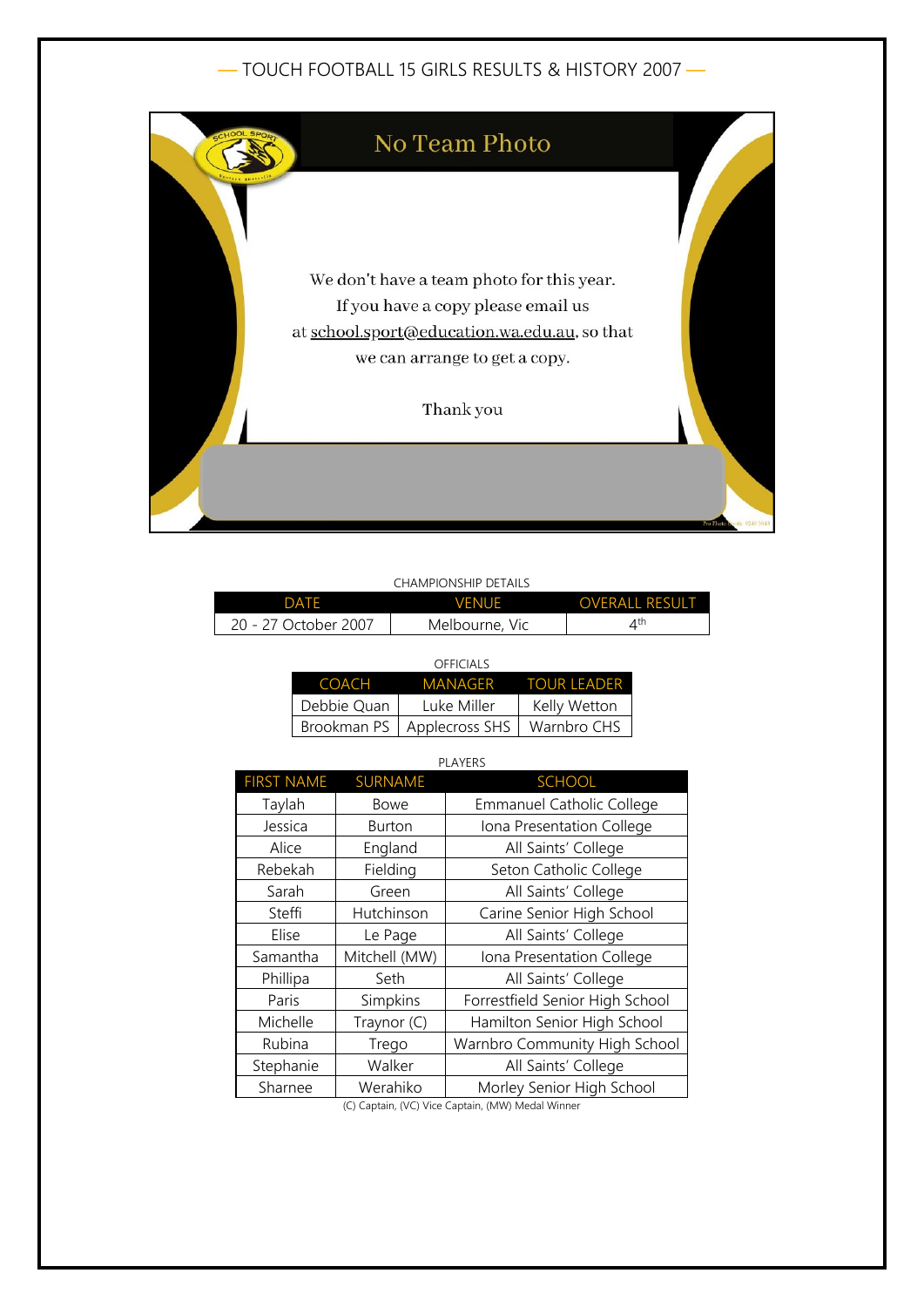## TOUCH FOOTBALL 15 GIRLS RESULTS & HISTORY 2007

No Team Photo

We don't have a team photo for this year.
If you have a copy please email us at school.sport@education.wa.edu.au, so that we can arrange to get a copy.

Thank you

CHAMPIONSHIP DETAILS

| DATE | VENUE | OVERALL RESULT |
|---|---|---|
| 20 - 27 October 2007 | Melbourne, Vic | 4th |

OFFICIALS

| COACH | MANAGER | TOUR LEADER |
|---|---|---|
| Debbie Quan | Luke Miller | Kelly Wetton |
| Brookman PS | Applecross SHS | Warnbro CHS |

PLAYERS

| FIRST NAME | SURNAME | SCHOOL |
|---|---|---|
| Taylah | Bowe | Emmanuel Catholic College |
| Jessica | Burton | Iona Presentation College |
| Alice | England | All Saints' College |
| Rebekah | Fielding | Seton Catholic College |
| Sarah | Green | All Saints' College |
| Steffi | Hutchinson | Carine Senior High School |
| Elise | Le Page | All Saints' College |
| Samantha | Mitchell (MW) | Iona Presentation College |
| Phillipa | Seth | All Saints' College |
| Paris | Simpkins | Forrestfield Senior High School |
| Michelle | Traynor (C) | Hamilton Senior High School |
| Rubina | Trego | Warnbro Community High School |
| Stephanie | Walker | All Saints' College |
| Sharnee | Werahiko | Morley Senior High School |

(C) Captain, (VC) Vice Captain, (MW) Medal Winner